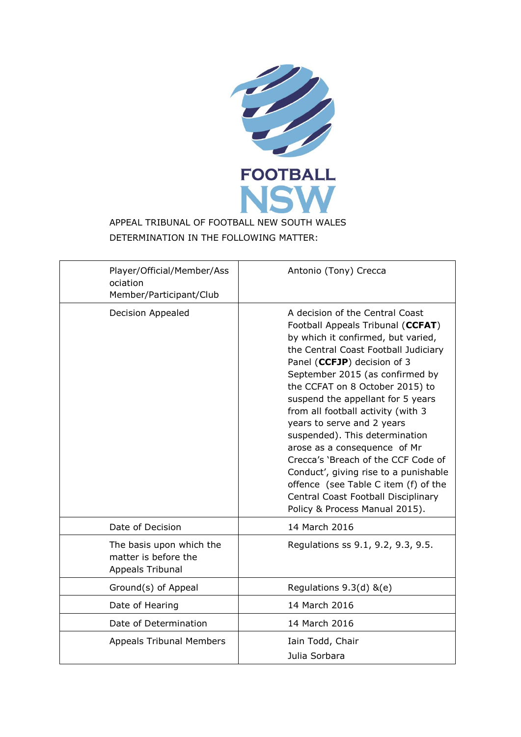FOOTBALL NSW

APPEAL TRIBUNAL OF FOOTBALL NEW SOUTH WALES
DETERMINATION IN THE FOLLOWING MATTER:

| | |
|---|---|
| Player/Official/Member/Association Member/Participant/Club | Antonio (Tony) Crecca |
| Decision Appealed | A decision of the Central Coast Football Appeals Tribunal (**CCFAT**) by which it confirmed, but varied, the Central Coast Football Judiciary Panel (**CCFJP**) decision of 3 September 2015 (as confirmed by the CCFAT on 8 October 2015) to suspend the appellant for 5 years from all football activity (with 3 years to serve and 2 years suspended). This determination arose as a consequence of Mr Crecca's 'Breach of the CCF Code of Conduct', giving rise to a punishable offence (see Table C item (f) of the Central Coast Football Disciplinary Policy & Process Manual 2015). |
| Date of Decision | 14 March 2016 |
| The basis upon which the matter is before the Appeals Tribunal | Regulations ss 9.1, 9.2, 9.3, 9.5. |
| Ground(s) of Appeal | Regulations 9.3(d) &(e) |
| Date of Hearing | 14 March 2016 |
| Date of Determination | 14 March 2016 |
| Appeals Tribunal Members | Iain Todd, Chair<br>Julia Sorbara |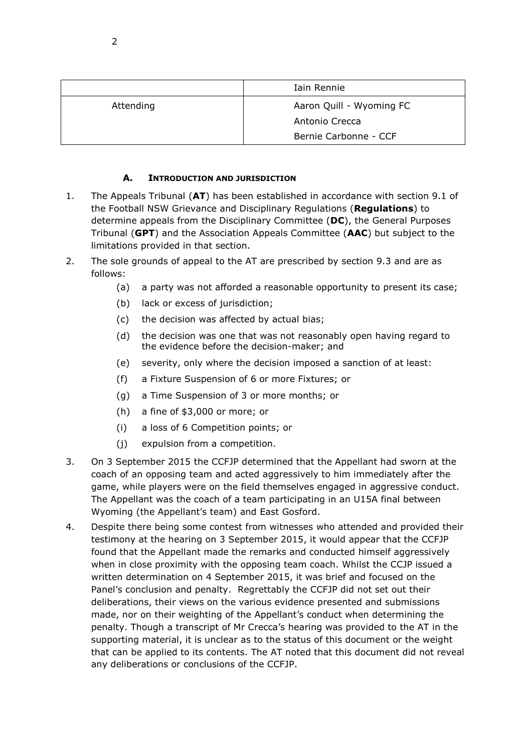| | Iain Rennie |
|---|---|
| Attending | Aaron Quill - Wyoming FC<br>Antonio Crecca<br>Bernie Carbonne - CCF |

### A. INTRODUCTION AND JURISDICTION

1. The Appeals Tribunal (**AT**) has been established in accordance with section 9.1 of the Football NSW Grievance and Disciplinary Regulations (**Regulations**) to determine appeals from the Disciplinary Committee (**DC**), the General Purposes Tribunal (**GPT**) and the Association Appeals Committee (**AAC**) but subject to the limitations provided in that section.

2. The sole grounds of appeal to the AT are prescribed by section 9.3 and are as follows:

   (a) a party was not afforded a reasonable opportunity to present its case;

   (b) lack or excess of jurisdiction;

   (c) the decision was affected by actual bias;

   (d) the decision was one that was not reasonably open having regard to the evidence before the decision-maker; and

   (e) severity, only where the decision imposed a sanction of at least:

   (f) a Fixture Suspension of 6 or more Fixtures; or

   (g) a Time Suspension of 3 or more months; or

   (h) a fine of $3,000 or more; or

   (i) a loss of 6 Competition points; or

   (j) expulsion from a competition.

3. On 3 September 2015 the CCFJP determined that the Appellant had sworn at the coach of an opposing team and acted aggressively to him immediately after the game, while players were on the field themselves engaged in aggressive conduct. The Appellant was the coach of a team participating in an U15A final between Wyoming (the Appellant's team) and East Gosford.

4. Despite there being some contest from witnesses who attended and provided their testimony at the hearing on 3 September 2015, it would appear that the CCFJP found that the Appellant made the remarks and conducted himself aggressively when in close proximity with the opposing team coach. Whilst the CCJP issued a written determination on 4 September 2015, it was brief and focused on the Panel's conclusion and penalty. Regrettably the CCFJP did not set out their deliberations, their views on the various evidence presented and submissions made, nor on their weighting of the Appellant's conduct when determining the penalty. Though a transcript of Mr Crecca's hearing was provided to the AT in the supporting material, it is unclear as to the status of this document or the weight that can be applied to its contents. The AT noted that this document did not reveal any deliberations or conclusions of the CCFJP.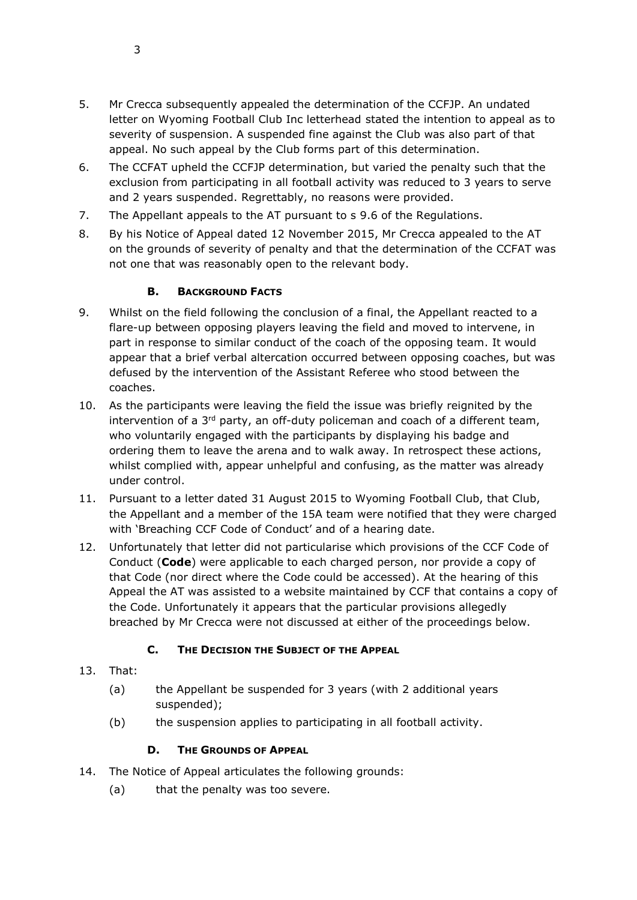5. Mr Crecca subsequently appealed the determination of the CCFJP. An undated letter on Wyoming Football Club Inc letterhead stated the intention to appeal as to severity of suspension. A suspended fine against the Club was also part of that appeal. No such appeal by the Club forms part of this determination.
6. The CCFAT upheld the CCFJP determination, but varied the penalty such that the exclusion from participating in all football activity was reduced to 3 years to serve and 2 years suspended. Regrettably, no reasons were provided.
7. The Appellant appeals to the AT pursuant to s 9.6 of the Regulations.
8. By his Notice of Appeal dated 12 November 2015, Mr Crecca appealed to the AT on the grounds of severity of penalty and that the determination of the CCFAT was not one that was reasonably open to the relevant body.

### B. BACKGROUND FACTS

9. Whilst on the field following the conclusion of a final, the Appellant reacted to a flare-up between opposing players leaving the field and moved to intervene, in part in response to similar conduct of the coach of the opposing team. It would appear that a brief verbal altercation occurred between opposing coaches, but was defused by the intervention of the Assistant Referee who stood between the coaches.
10. As the participants were leaving the field the issue was briefly reignited by the intervention of a 3rd party, an off-duty policeman and coach of a different team, who voluntarily engaged with the participants by displaying his badge and ordering them to leave the arena and to walk away. In retrospect these actions, whilst complied with, appear unhelpful and confusing, as the matter was already under control.
11. Pursuant to a letter dated 31 August 2015 to Wyoming Football Club, that Club, the Appellant and a member of the 15A team were notified that they were charged with 'Breaching CCF Code of Conduct' and of a hearing date.
12. Unfortunately that letter did not particularise which provisions of the CCF Code of Conduct (**Code**) were applicable to each charged person, nor provide a copy of that Code (nor direct where the Code could be accessed). At the hearing of this Appeal the AT was assisted to a website maintained by CCF that contains a copy of the Code. Unfortunately it appears that the particular provisions allegedly breached by Mr Crecca were not discussed at either of the proceedings below.

### C. THE DECISION THE SUBJECT OF THE APPEAL

13. That:
    (a) the Appellant be suspended for 3 years (with 2 additional years suspended);
    (b) the suspension applies to participating in all football activity.

### D. THE GROUNDS OF APPEAL

14. The Notice of Appeal articulates the following grounds:
    (a) that the penalty was too severe.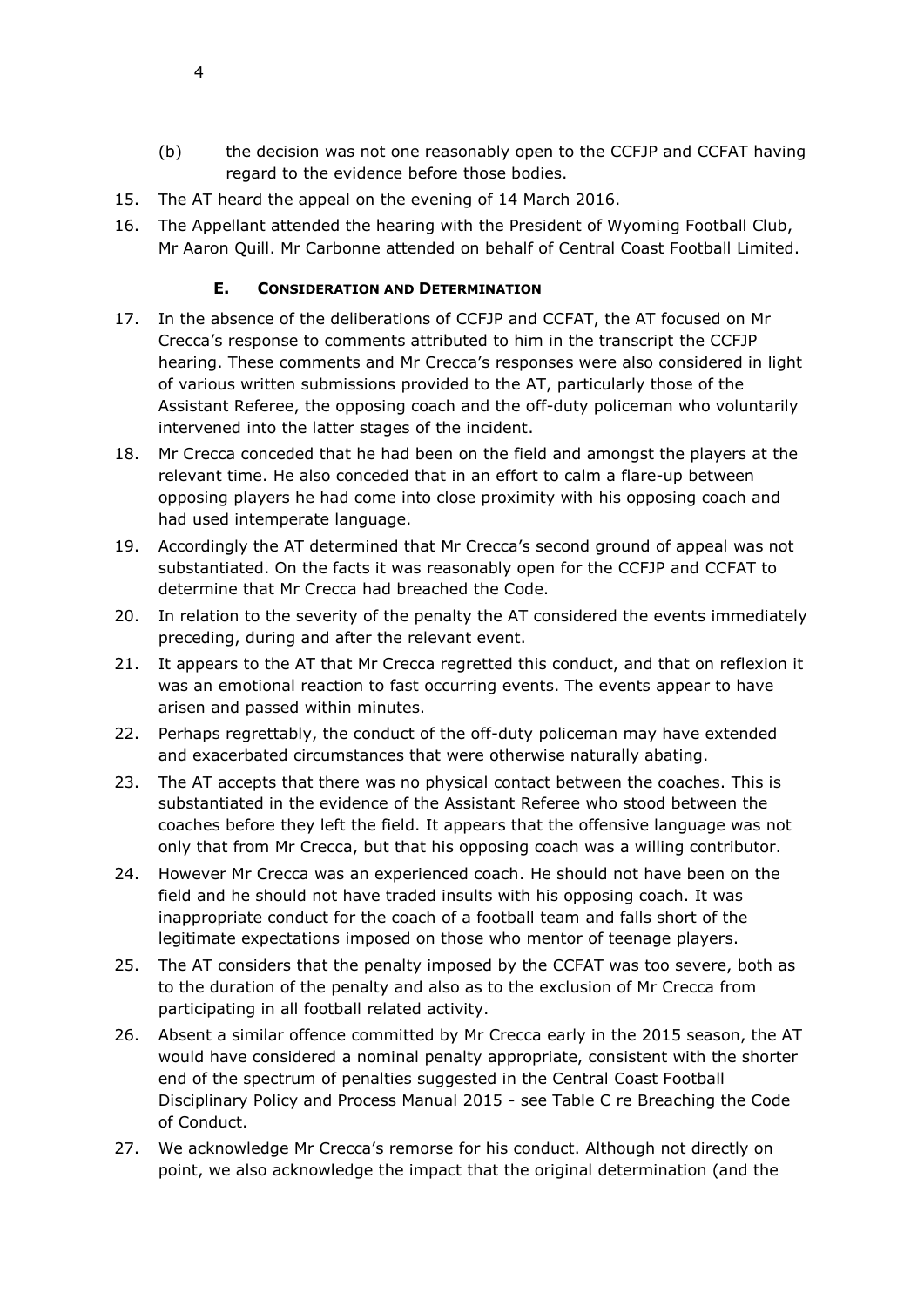(b) the decision was not one reasonably open to the CCFJP and CCFAT having regard to the evidence before those bodies.

15. The AT heard the appeal on the evening of 14 March 2016.

16. The Appellant attended the hearing with the President of Wyoming Football Club, Mr Aaron Quill. Mr Carbonne attended on behalf of Central Coast Football Limited.

### E. CONSIDERATION AND DETERMINATION

17. In the absence of the deliberations of CCFJP and CCFAT, the AT focused on Mr Crecca's response to comments attributed to him in the transcript the CCFJP hearing. These comments and Mr Crecca's responses were also considered in light of various written submissions provided to the AT, particularly those of the Assistant Referee, the opposing coach and the off-duty policeman who voluntarily intervened into the latter stages of the incident.

18. Mr Crecca conceded that he had been on the field and amongst the players at the relevant time. He also conceded that in an effort to calm a flare-up between opposing players he had come into close proximity with his opposing coach and had used intemperate language.

19. Accordingly the AT determined that Mr Crecca's second ground of appeal was not substantiated. On the facts it was reasonably open for the CCFJP and CCFAT to determine that Mr Crecca had breached the Code.

20. In relation to the severity of the penalty the AT considered the events immediately preceding, during and after the relevant event.

21. It appears to the AT that Mr Crecca regretted this conduct, and that on reflexion it was an emotional reaction to fast occurring events. The events appear to have arisen and passed within minutes.

22. Perhaps regrettably, the conduct of the off-duty policeman may have extended and exacerbated circumstances that were otherwise naturally abating.

23. The AT accepts that there was no physical contact between the coaches. This is substantiated in the evidence of the Assistant Referee who stood between the coaches before they left the field. It appears that the offensive language was not only that from Mr Crecca, but that his opposing coach was a willing contributor.

24. However Mr Crecca was an experienced coach. He should not have been on the field and he should not have traded insults with his opposing coach. It was inappropriate conduct for the coach of a football team and falls short of the legitimate expectations imposed on those who mentor of teenage players.

25. The AT considers that the penalty imposed by the CCFAT was too severe, both as to the duration of the penalty and also as to the exclusion of Mr Crecca from participating in all football related activity.

26. Absent a similar offence committed by Mr Crecca early in the 2015 season, the AT would have considered a nominal penalty appropriate, consistent with the shorter end of the spectrum of penalties suggested in the Central Coast Football Disciplinary Policy and Process Manual 2015 - see Table C re Breaching the Code of Conduct.

27. We acknowledge Mr Crecca's remorse for his conduct. Although not directly on point, we also acknowledge the impact that the original determination (and the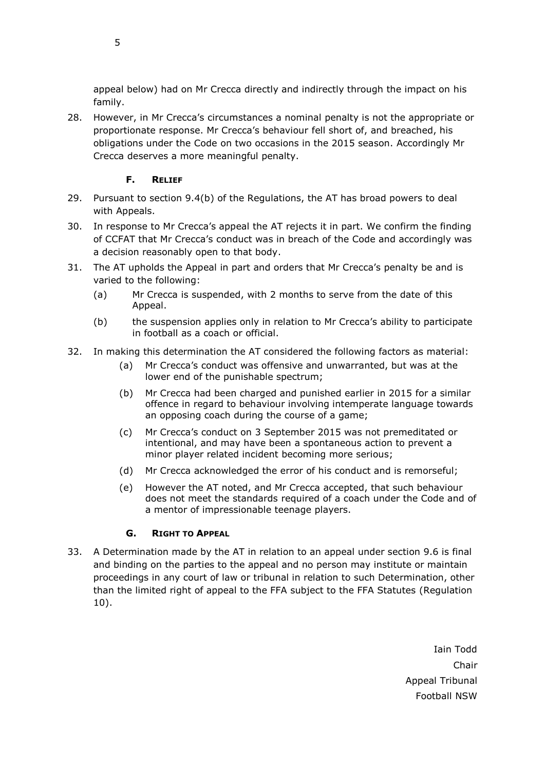appeal below) had on Mr Crecca directly and indirectly through the impact on his family.

28. However, in Mr Crecca's circumstances a nominal penalty is not the appropriate or proportionate response. Mr Crecca's behaviour fell short of, and breached, his obligations under the Code on two occasions in the 2015 season. Accordingly Mr Crecca deserves a more meaningful penalty.

### F. RELIEF

29. Pursuant to section 9.4(b) of the Regulations, the AT has broad powers to deal with Appeals.

30. In response to Mr Crecca's appeal the AT rejects it in part. We confirm the finding of CCFAT that Mr Crecca's conduct was in breach of the Code and accordingly was a decision reasonably open to that body.

31. The AT upholds the Appeal in part and orders that Mr Crecca's penalty be and is varied to the following:

    (a) Mr Crecca is suspended, with 2 months to serve from the date of this Appeal.

    (b) the suspension applies only in relation to Mr Crecca's ability to participate in football as a coach or official.

32. In making this determination the AT considered the following factors as material:

    (a) Mr Crecca's conduct was offensive and unwarranted, but was at the lower end of the punishable spectrum;

    (b) Mr Crecca had been charged and punished earlier in 2015 for a similar offence in regard to behaviour involving intemperate language towards an opposing coach during the course of a game;

    (c) Mr Crecca's conduct on 3 September 2015 was not premeditated or intentional, and may have been a spontaneous action to prevent a minor player related incident becoming more serious;

    (d) Mr Crecca acknowledged the error of his conduct and is remorseful;

    (e) However the AT noted, and Mr Crecca accepted, that such behaviour does not meet the standards required of a coach under the Code and of a mentor of impressionable teenage players.

### G. RIGHT TO APPEAL

33. A Determination made by the AT in relation to an appeal under section 9.6 is final and binding on the parties to the appeal and no person may institute or maintain proceedings in any court of law or tribunal in relation to such Determination, other than the limited right of appeal to the FFA subject to the FFA Statutes (Regulation 10).

Iain Todd
Chair
Appeal Tribunal
Football NSW